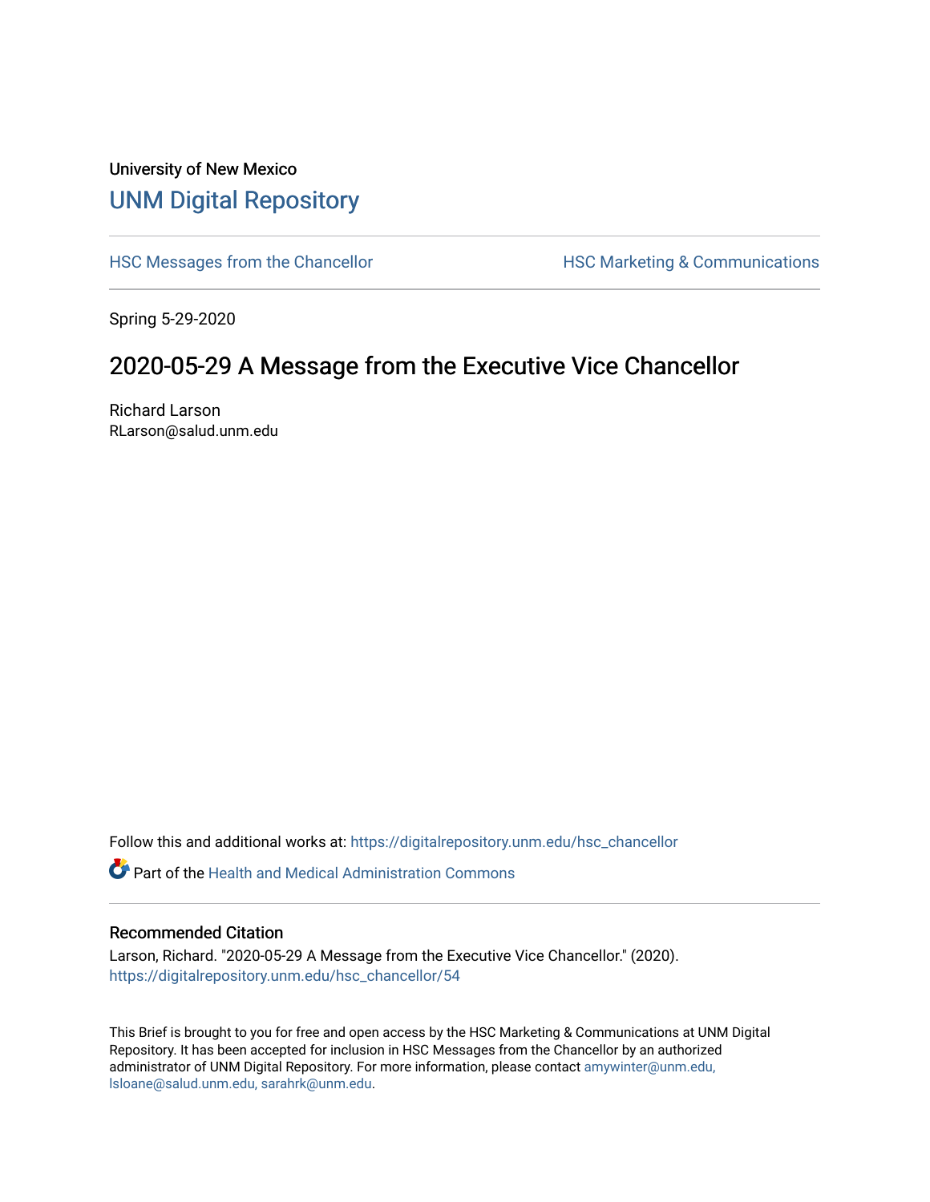University of New Mexico

# UNM Digital Repository

HSC Messages from the Chancellor

HSC Marketing & Communications

Spring 5-29-2020

## 2020-05-29 A Message from the Executive Vice Chancellor

Richard Larson
RLarson@salud.unm.edu

Follow this and additional works at: https://digitalrepository.unm.edu/hsc_chancellor

Part of the Health and Medical Administration Commons

### Recommended Citation

Larson, Richard. "2020-05-29 A Message from the Executive Vice Chancellor." (2020). https://digitalrepository.unm.edu/hsc_chancellor/54

This Brief is brought to you for free and open access by the HSC Marketing & Communications at UNM Digital Repository. It has been accepted for inclusion in HSC Messages from the Chancellor by an authorized administrator of UNM Digital Repository. For more information, please contact amywinter@unm.edu, lsloane@salud.unm.edu, sarahrk@unm.edu.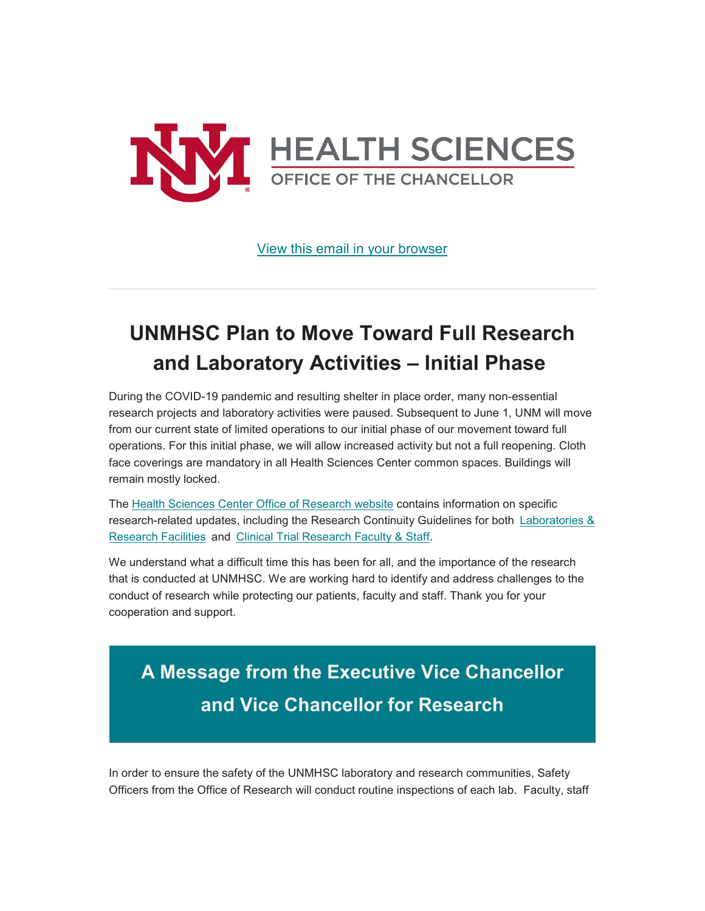HEALTH SCIENCES

OFFICE OF THE CHANCELLOR

View this email in your browser

---

# UNMHSC Plan to Move Toward Full Research and Laboratory Activities – Initial Phase

During the COVID-19 pandemic and resulting shelter in place order, many non-essential research projects and laboratory activities were paused. Subsequent to June 1, UNM will move from our current state of limited operations to our initial phase of our movement toward full operations. For this initial phase, we will allow increased activity but not a full reopening. Cloth face coverings are mandatory in all Health Sciences Center common spaces. Buildings will remain mostly locked.

The Health Sciences Center Office of Research website contains information on specific research-related updates, including the Research Continuity Guidelines for both Laboratories & Research Facilities and Clinical Trial Research Faculty & Staff.

We understand what a difficult time this has been for all, and the importance of the research that is conducted at UNMHSC. We are working hard to identify and address challenges to the conduct of research while protecting our patients, faculty and staff. Thank you for your cooperation and support.

## A Message from the Executive Vice Chancellor and Vice Chancellor for Research

In order to ensure the safety of the UNMHSC laboratory and research communities, Safety Officers from the Office of Research will conduct routine inspections of each lab. Faculty, staff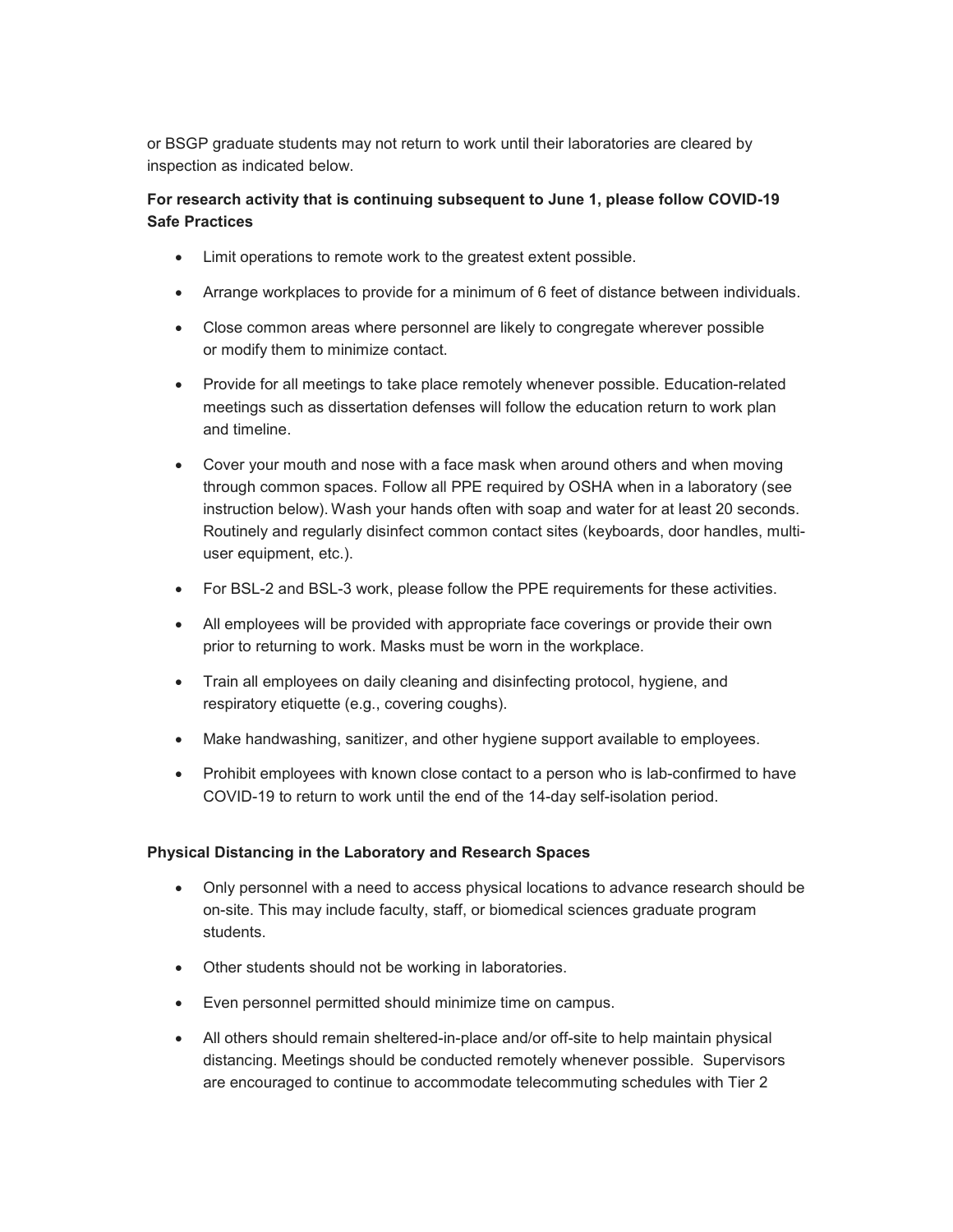or BSGP graduate students may not return to work until their laboratories are cleared by inspection as indicated below.

**For research activity that is continuing subsequent to June 1, please follow COVID-19 Safe Practices**

- Limit operations to remote work to the greatest extent possible.
- Arrange workplaces to provide for a minimum of 6 feet of distance between individuals.
- Close common areas where personnel are likely to congregate wherever possible or modify them to minimize contact.
- Provide for all meetings to take place remotely whenever possible. Education-related meetings such as dissertation defenses will follow the education return to work plan and timeline.
- Cover your mouth and nose with a face mask when around others and when moving through common spaces. Follow all PPE required by OSHA when in a laboratory (see instruction below). Wash your hands often with soap and water for at least 20 seconds. Routinely and regularly disinfect common contact sites (keyboards, door handles, multi-user equipment, etc.).
- For BSL-2 and BSL-3 work, please follow the PPE requirements for these activities.
- All employees will be provided with appropriate face coverings or provide their own prior to returning to work. Masks must be worn in the workplace.
- Train all employees on daily cleaning and disinfecting protocol, hygiene, and respiratory etiquette (e.g., covering coughs).
- Make handwashing, sanitizer, and other hygiene support available to employees.
- Prohibit employees with known close contact to a person who is lab-confirmed to have COVID-19 to return to work until the end of the 14-day self-isolation period.

**Physical Distancing in the Laboratory and Research Spaces**

- Only personnel with a need to access physical locations to advance research should be on-site. This may include faculty, staff, or biomedical sciences graduate program students.
- Other students should not be working in laboratories.
- Even personnel permitted should minimize time on campus.
- All others should remain sheltered-in-place and/or off-site to help maintain physical distancing. Meetings should be conducted remotely whenever possible. Supervisors are encouraged to continue to accommodate telecommuting schedules with Tier 2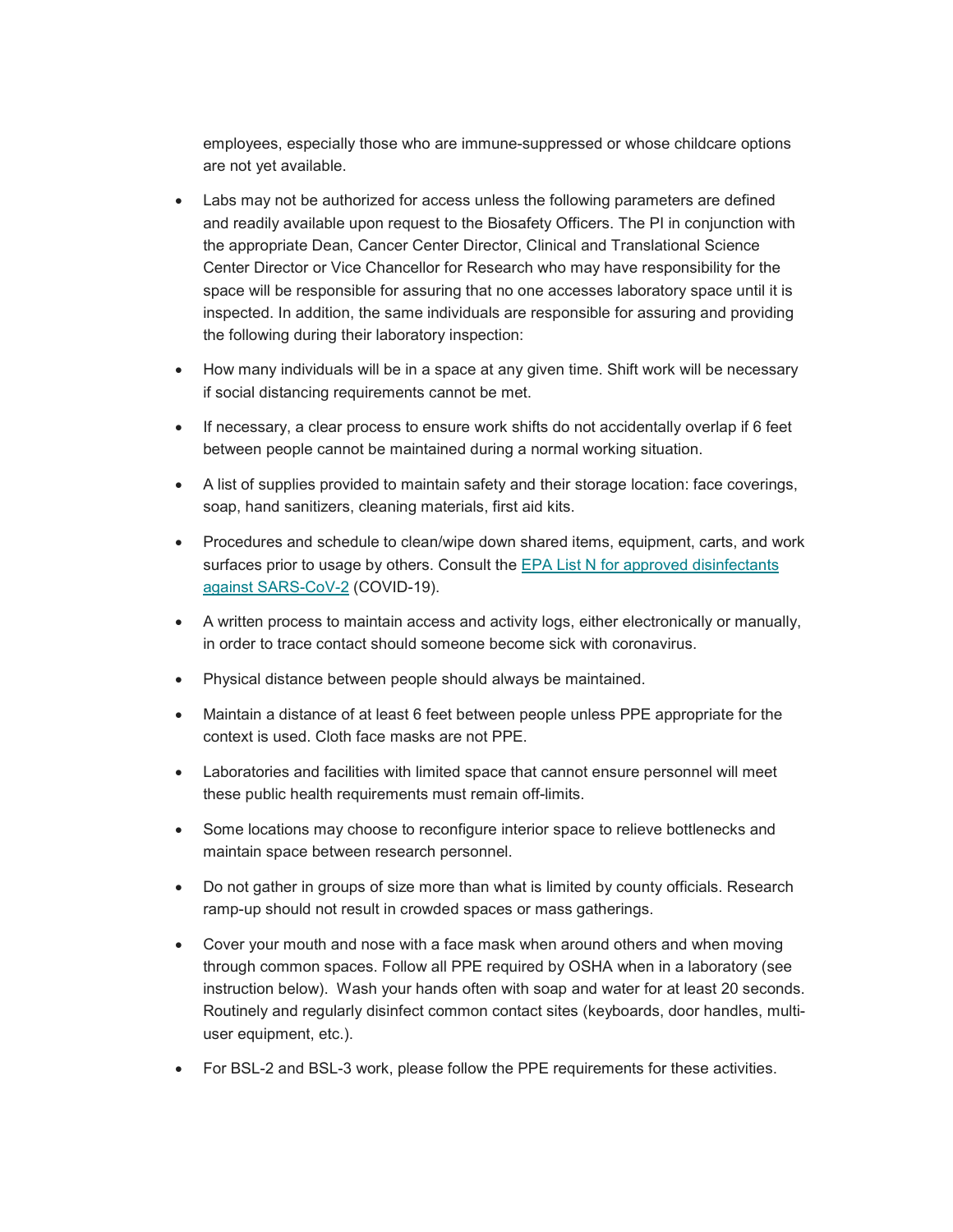employees, especially those who are immune-suppressed or whose childcare options are not yet available.

- Labs may not be authorized for access unless the following parameters are defined and readily available upon request to the Biosafety Officers. The PI in conjunction with the appropriate Dean, Cancer Center Director, Clinical and Translational Science Center Director or Vice Chancellor for Research who may have responsibility for the space will be responsible for assuring that no one accesses laboratory space until it is inspected. In addition, the same individuals are responsible for assuring and providing the following during their laboratory inspection:
- How many individuals will be in a space at any given time. Shift work will be necessary if social distancing requirements cannot be met.
- If necessary, a clear process to ensure work shifts do not accidentally overlap if 6 feet between people cannot be maintained during a normal working situation.
- A list of supplies provided to maintain safety and their storage location: face coverings, soap, hand sanitizers, cleaning materials, first aid kits.
- Procedures and schedule to clean/wipe down shared items, equipment, carts, and work surfaces prior to usage by others. Consult the [EPA List N for approved disinfectants against SARS-CoV-2](#) (COVID-19).
- A written process to maintain access and activity logs, either electronically or manually, in order to trace contact should someone become sick with coronavirus.
- Physical distance between people should always be maintained.
- Maintain a distance of at least 6 feet between people unless PPE appropriate for the context is used. Cloth face masks are not PPE.
- Laboratories and facilities with limited space that cannot ensure personnel will meet these public health requirements must remain off-limits.
- Some locations may choose to reconfigure interior space to relieve bottlenecks and maintain space between research personnel.
- Do not gather in groups of size more than what is limited by county officials. Research ramp-up should not result in crowded spaces or mass gatherings.
- Cover your mouth and nose with a face mask when around others and when moving through common spaces. Follow all PPE required by OSHA when in a laboratory (see instruction below). Wash your hands often with soap and water for at least 20 seconds. Routinely and regularly disinfect common contact sites (keyboards, door handles, multi-user equipment, etc.).
- For BSL-2 and BSL-3 work, please follow the PPE requirements for these activities.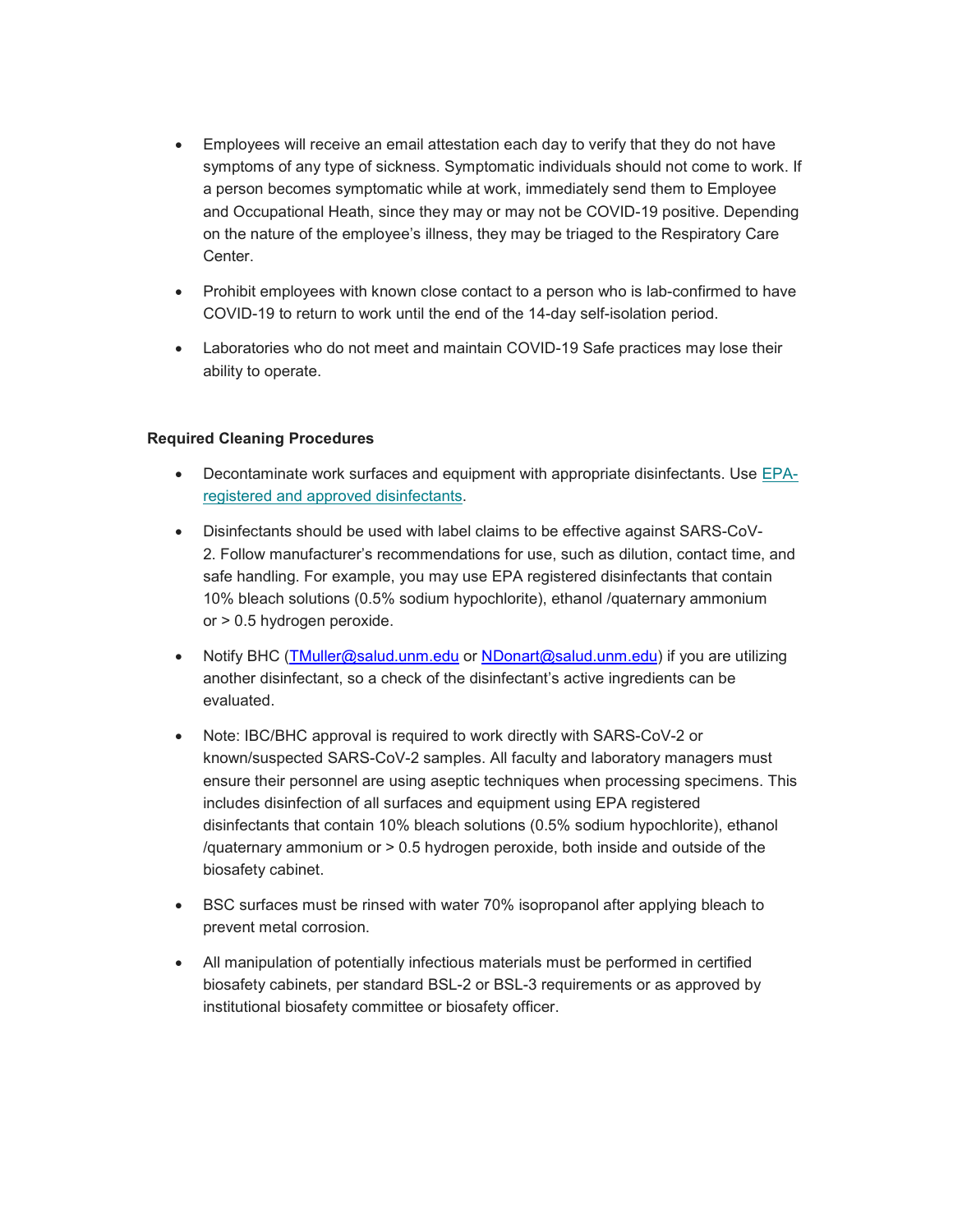- Employees will receive an email attestation each day to verify that they do not have symptoms of any type of sickness. Symptomatic individuals should not come to work. If a person becomes symptomatic while at work, immediately send them to Employee and Occupational Heath, since they may or may not be COVID-19 positive. Depending on the nature of the employee's illness, they may be triaged to the Respiratory Care Center.

- Prohibit employees with known close contact to a person who is lab-confirmed to have COVID-19 to return to work until the end of the 14-day self-isolation period.

- Laboratories who do not meet and maintain COVID-19 Safe practices may lose their ability to operate.

**Required Cleaning Procedures**

- Decontaminate work surfaces and equipment with appropriate disinfectants. Use EPA-registered and approved disinfectants.

- Disinfectants should be used with label claims to be effective against SARS-CoV-2. Follow manufacturer's recommendations for use, such as dilution, contact time, and safe handling. For example, you may use EPA registered disinfectants that contain 10% bleach solutions (0.5% sodium hypochlorite), ethanol /quaternary ammonium or > 0.5 hydrogen peroxide.

- Notify BHC (TMuller@salud.unm.edu or NDonart@salud.unm.edu) if you are utilizing another disinfectant, so a check of the disinfectant's active ingredients can be evaluated.

- Note: IBC/BHC approval is required to work directly with SARS-CoV-2 or known/suspected SARS-CoV-2 samples. All faculty and laboratory managers must ensure their personnel are using aseptic techniques when processing specimens. This includes disinfection of all surfaces and equipment using EPA registered disinfectants that contain 10% bleach solutions (0.5% sodium hypochlorite), ethanol /quaternary ammonium or > 0.5 hydrogen peroxide, both inside and outside of the biosafety cabinet.

- BSC surfaces must be rinsed with water 70% isopropanol after applying bleach to prevent metal corrosion.

- All manipulation of potentially infectious materials must be performed in certified biosafety cabinets, per standard BSL-2 or BSL-3 requirements or as approved by institutional biosafety committee or biosafety officer.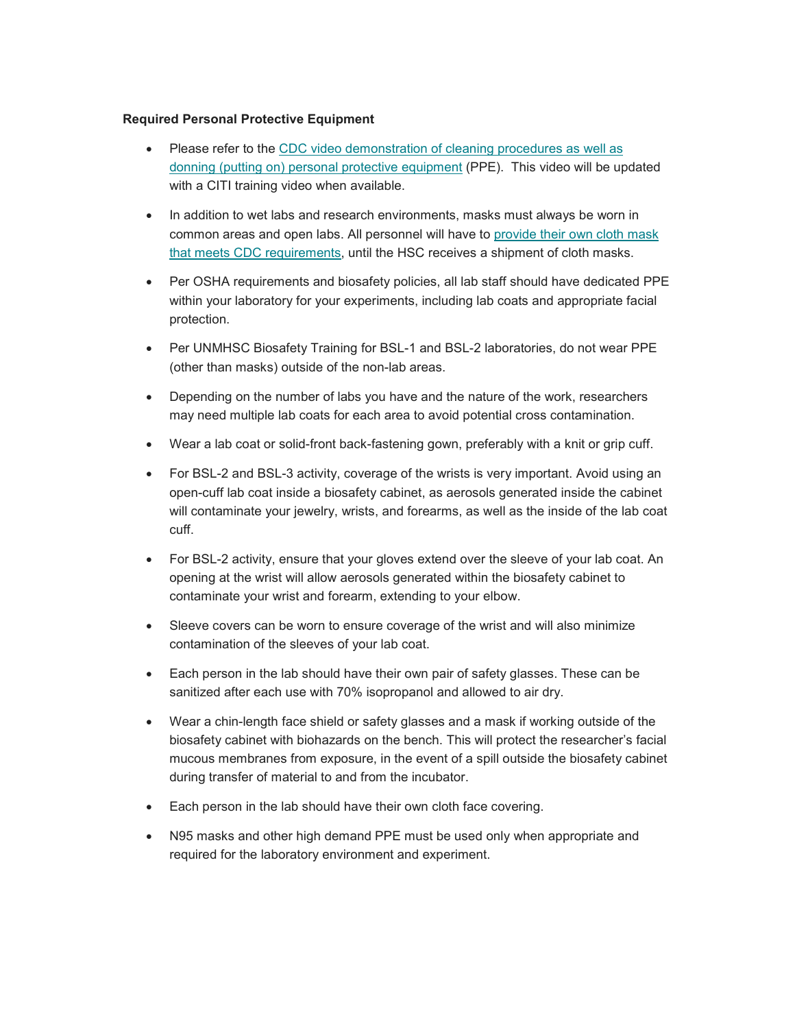**Required Personal Protective Equipment**

- Please refer to the [CDC video demonstration of cleaning procedures as well as donning (putting on) personal protective equipment]() (PPE). This video will be updated with a CITI training video when available.
- In addition to wet labs and research environments, masks must always be worn in common areas and open labs. All personnel will have to [provide their own cloth mask that meets CDC requirements](), until the HSC receives a shipment of cloth masks.
- Per OSHA requirements and biosafety policies, all lab staff should have dedicated PPE within your laboratory for your experiments, including lab coats and appropriate facial protection.
- Per UNMHSC Biosafety Training for BSL-1 and BSL-2 laboratories, do not wear PPE (other than masks) outside of the non-lab areas.
- Depending on the number of labs you have and the nature of the work, researchers may need multiple lab coats for each area to avoid potential cross contamination.
- Wear a lab coat or solid-front back-fastening gown, preferably with a knit or grip cuff.
- For BSL-2 and BSL-3 activity, coverage of the wrists is very important. Avoid using an open-cuff lab coat inside a biosafety cabinet, as aerosols generated inside the cabinet will contaminate your jewelry, wrists, and forearms, as well as the inside of the lab coat cuff.
- For BSL-2 activity, ensure that your gloves extend over the sleeve of your lab coat. An opening at the wrist will allow aerosols generated within the biosafety cabinet to contaminate your wrist and forearm, extending to your elbow.
- Sleeve covers can be worn to ensure coverage of the wrist and will also minimize contamination of the sleeves of your lab coat.
- Each person in the lab should have their own pair of safety glasses. These can be sanitized after each use with 70% isopropanol and allowed to air dry.
- Wear a chin-length face shield or safety glasses and a mask if working outside of the biosafety cabinet with biohazards on the bench. This will protect the researcher's facial mucous membranes from exposure, in the event of a spill outside the biosafety cabinet during transfer of material to and from the incubator.
- Each person in the lab should have their own cloth face covering.
- N95 masks and other high demand PPE must be used only when appropriate and required for the laboratory environment and experiment.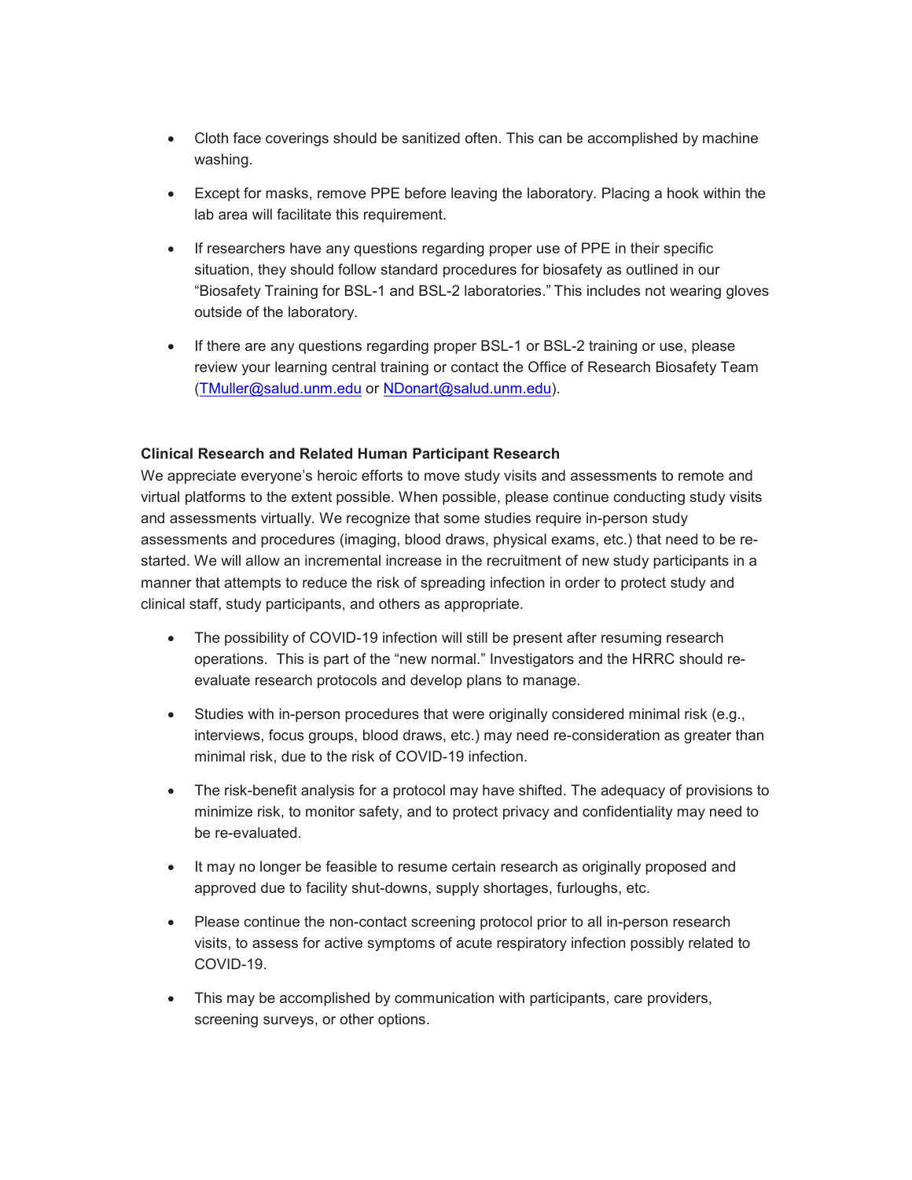- Cloth face coverings should be sanitized often. This can be accomplished by machine washing.
- Except for masks, remove PPE before leaving the laboratory. Placing a hook within the lab area will facilitate this requirement.
- If researchers have any questions regarding proper use of PPE in their specific situation, they should follow standard procedures for biosafety as outlined in our "Biosafety Training for BSL-1 and BSL-2 laboratories." This includes not wearing gloves outside of the laboratory.
- If there are any questions regarding proper BSL-1 or BSL-2 training or use, please review your learning central training or contact the Office of Research Biosafety Team (TMuller@salud.unm.edu or NDonart@salud.unm.edu).

**Clinical Research and Related Human Participant Research**

We appreciate everyone's heroic efforts to move study visits and assessments to remote and virtual platforms to the extent possible. When possible, please continue conducting study visits and assessments virtually. We recognize that some studies require in-person study assessments and procedures (imaging, blood draws, physical exams, etc.) that need to be re-started. We will allow an incremental increase in the recruitment of new study participants in a manner that attempts to reduce the risk of spreading infection in order to protect study and clinical staff, study participants, and others as appropriate.

- The possibility of COVID-19 infection will still be present after resuming research operations. This is part of the "new normal." Investigators and the HRRC should re-evaluate research protocols and develop plans to manage.
- Studies with in-person procedures that were originally considered minimal risk (e.g., interviews, focus groups, blood draws, etc.) may need re-consideration as greater than minimal risk, due to the risk of COVID-19 infection.
- The risk-benefit analysis for a protocol may have shifted. The adequacy of provisions to minimize risk, to monitor safety, and to protect privacy and confidentiality may need to be re-evaluated.
- It may no longer be feasible to resume certain research as originally proposed and approved due to facility shut-downs, supply shortages, furloughs, etc.
- Please continue the non-contact screening protocol prior to all in-person research visits, to assess for active symptoms of acute respiratory infection possibly related to COVID-19.
- This may be accomplished by communication with participants, care providers, screening surveys, or other options.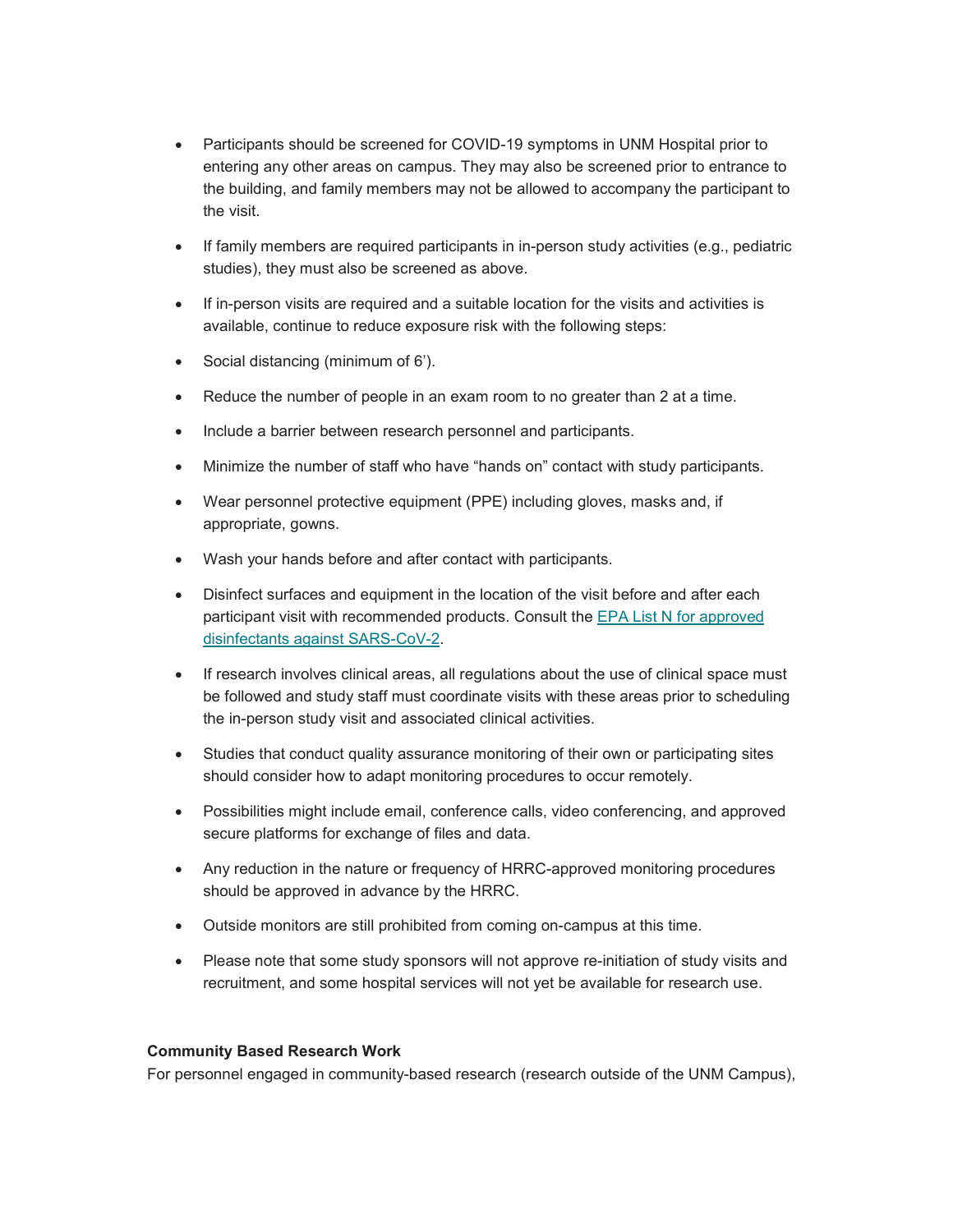- Participants should be screened for COVID-19 symptoms in UNM Hospital prior to entering any other areas on campus. They may also be screened prior to entrance to the building, and family members may not be allowed to accompany the participant to the visit.
- If family members are required participants in in-person study activities (e.g., pediatric studies), they must also be screened as above.
- If in-person visits are required and a suitable location for the visits and activities is available, continue to reduce exposure risk with the following steps:
- Social distancing (minimum of 6').
- Reduce the number of people in an exam room to no greater than 2 at a time.
- Include a barrier between research personnel and participants.
- Minimize the number of staff who have "hands on" contact with study participants.
- Wear personnel protective equipment (PPE) including gloves, masks and, if appropriate, gowns.
- Wash your hands before and after contact with participants.
- Disinfect surfaces and equipment in the location of the visit before and after each participant visit with recommended products. Consult the [EPA List N for approved disinfectants against SARS-CoV-2](#).
- If research involves clinical areas, all regulations about the use of clinical space must be followed and study staff must coordinate visits with these areas prior to scheduling the in-person study visit and associated clinical activities.
- Studies that conduct quality assurance monitoring of their own or participating sites should consider how to adapt monitoring procedures to occur remotely.
- Possibilities might include email, conference calls, video conferencing, and approved secure platforms for exchange of files and data.
- Any reduction in the nature or frequency of HRRC-approved monitoring procedures should be approved in advance by the HRRC.
- Outside monitors are still prohibited from coming on-campus at this time.
- Please note that some study sponsors will not approve re-initiation of study visits and recruitment, and some hospital services will not yet be available for research use.

**Community Based Research Work**

For personnel engaged in community-based research (research outside of the UNM Campus),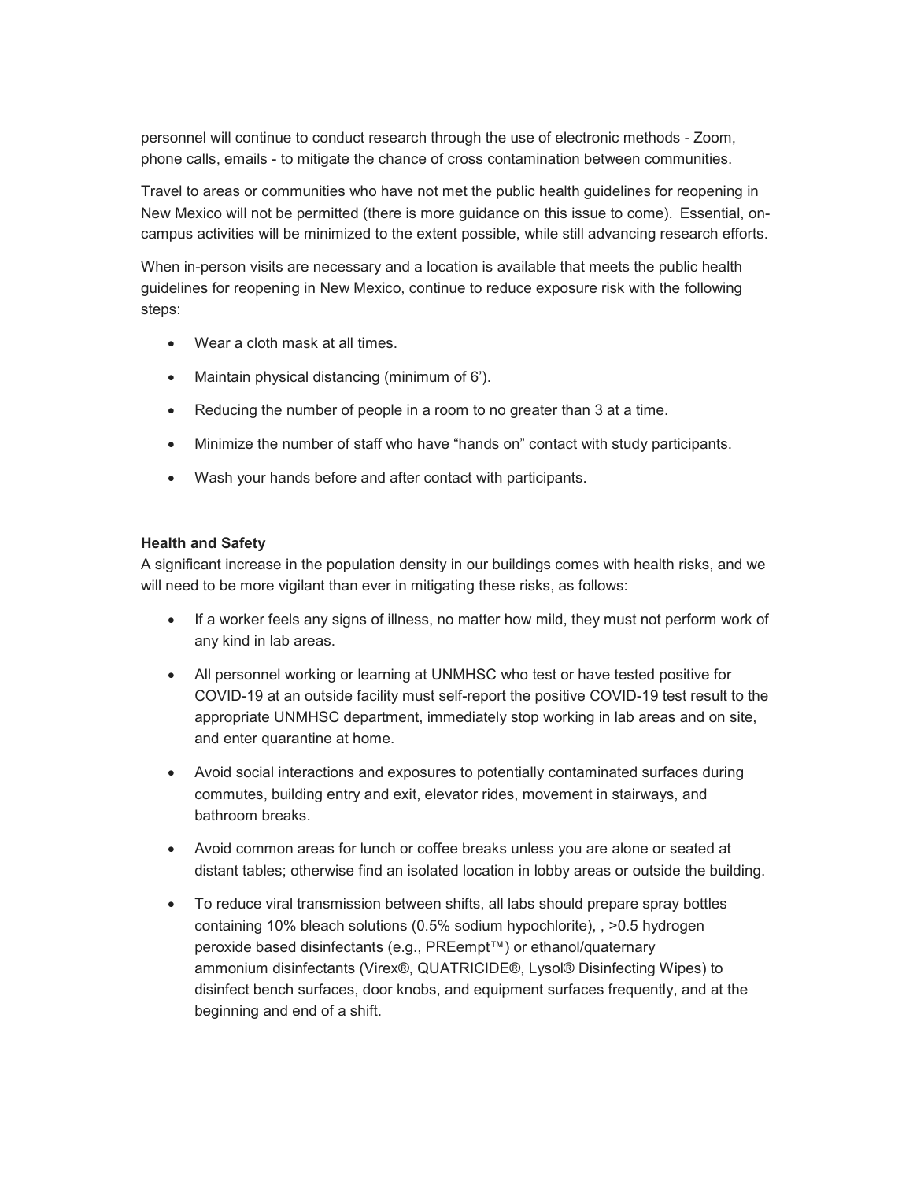personnel will continue to conduct research through the use of electronic methods - Zoom, phone calls, emails - to mitigate the chance of cross contamination between communities.

Travel to areas or communities who have not met the public health guidelines for reopening in New Mexico will not be permitted (there is more guidance on this issue to come). Essential, on-campus activities will be minimized to the extent possible, while still advancing research efforts.

When in-person visits are necessary and a location is available that meets the public health guidelines for reopening in New Mexico, continue to reduce exposure risk with the following steps:

- Wear a cloth mask at all times.
- Maintain physical distancing (minimum of 6').
- Reducing the number of people in a room to no greater than 3 at a time.
- Minimize the number of staff who have "hands on" contact with study participants.
- Wash your hands before and after contact with participants.

**Health and Safety**

A significant increase in the population density in our buildings comes with health risks, and we will need to be more vigilant than ever in mitigating these risks, as follows:

- If a worker feels any signs of illness, no matter how mild, they must not perform work of any kind in lab areas.
- All personnel working or learning at UNMHSC who test or have tested positive for COVID-19 at an outside facility must self-report the positive COVID-19 test result to the appropriate UNMHSC department, immediately stop working in lab areas and on site, and enter quarantine at home.
- Avoid social interactions and exposures to potentially contaminated surfaces during commutes, building entry and exit, elevator rides, movement in stairways, and bathroom breaks.
- Avoid common areas for lunch or coffee breaks unless you are alone or seated at distant tables; otherwise find an isolated location in lobby areas or outside the building.
- To reduce viral transmission between shifts, all labs should prepare spray bottles containing 10% bleach solutions (0.5% sodium hypochlorite), , >0.5 hydrogen peroxide based disinfectants (e.g., PREempt™) or ethanol/quaternary ammonium disinfectants (Virex®, QUATRICIDE®, Lysol® Disinfecting Wipes) to disinfect bench surfaces, door knobs, and equipment surfaces frequently, and at the beginning and end of a shift.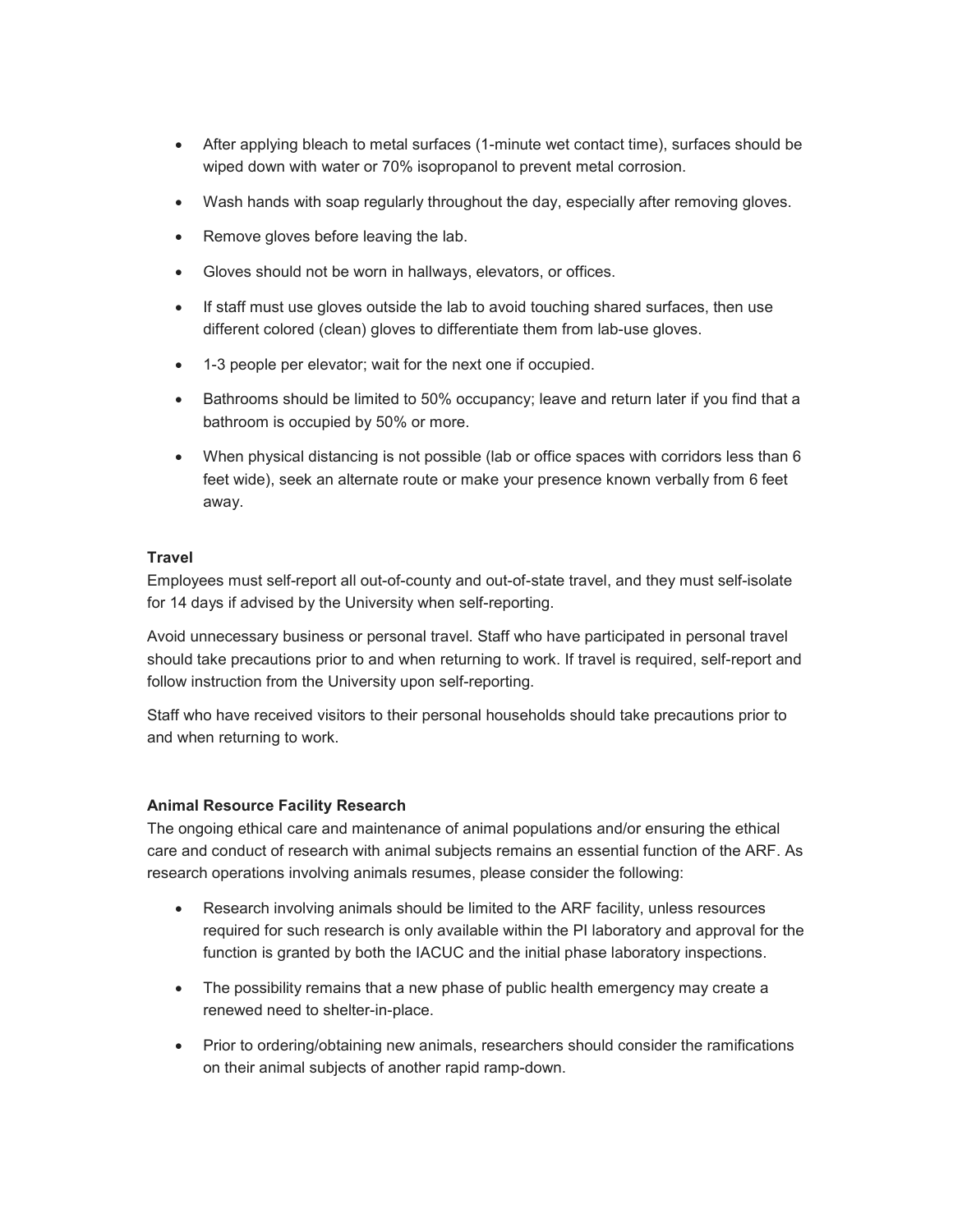- After applying bleach to metal surfaces (1-minute wet contact time), surfaces should be wiped down with water or 70% isopropanol to prevent metal corrosion.
- Wash hands with soap regularly throughout the day, especially after removing gloves.
- Remove gloves before leaving the lab.
- Gloves should not be worn in hallways, elevators, or offices.
- If staff must use gloves outside the lab to avoid touching shared surfaces, then use different colored (clean) gloves to differentiate them from lab-use gloves.
- 1-3 people per elevator; wait for the next one if occupied.
- Bathrooms should be limited to 50% occupancy; leave and return later if you find that a bathroom is occupied by 50% or more.
- When physical distancing is not possible (lab or office spaces with corridors less than 6 feet wide), seek an alternate route or make your presence known verbally from 6 feet away.

**Travel**

Employees must self-report all out-of-county and out-of-state travel, and they must self-isolate for 14 days if advised by the University when self-reporting.

Avoid unnecessary business or personal travel. Staff who have participated in personal travel should take precautions prior to and when returning to work. If travel is required, self-report and follow instruction from the University upon self-reporting.

Staff who have received visitors to their personal households should take precautions prior to and when returning to work.

**Animal Resource Facility Research**

The ongoing ethical care and maintenance of animal populations and/or ensuring the ethical care and conduct of research with animal subjects remains an essential function of the ARF. As research operations involving animals resumes, please consider the following:

- Research involving animals should be limited to the ARF facility, unless resources required for such research is only available within the PI laboratory and approval for the function is granted by both the IACUC and the initial phase laboratory inspections.
- The possibility remains that a new phase of public health emergency may create a renewed need to shelter-in-place.
- Prior to ordering/obtaining new animals, researchers should consider the ramifications on their animal subjects of another rapid ramp-down.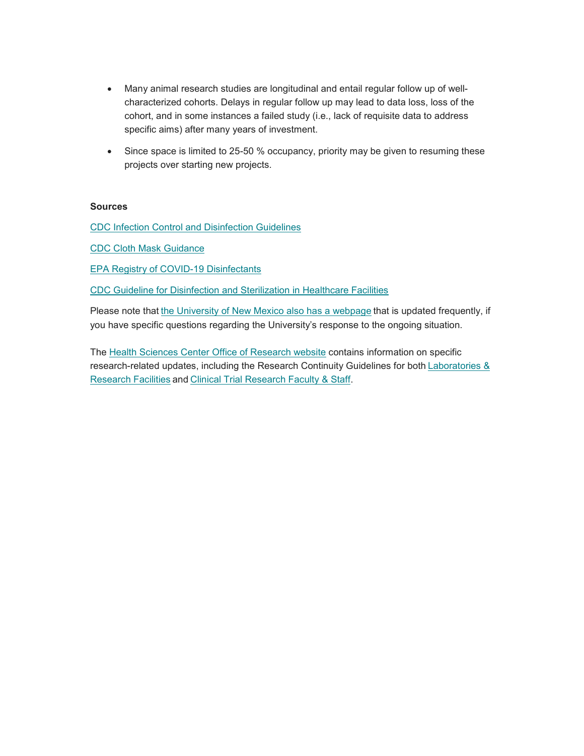- Many animal research studies are longitudinal and entail regular follow up of well-characterized cohorts. Delays in regular follow up may lead to data loss, loss of the cohort, and in some instances a failed study (i.e., lack of requisite data to address specific aims) after many years of investment.
- Since space is limited to 25-50 % occupancy, priority may be given to resuming these projects over starting new projects.

**Sources**

CDC Infection Control and Disinfection Guidelines

CDC Cloth Mask Guidance

EPA Registry of COVID-19 Disinfectants

CDC Guideline for Disinfection and Sterilization in Healthcare Facilities

Please note that the University of New Mexico also has a webpage that is updated frequently, if you have specific questions regarding the University's response to the ongoing situation.

The Health Sciences Center Office of Research website contains information on specific research-related updates, including the Research Continuity Guidelines for both Laboratories & Research Facilities and Clinical Trial Research Faculty & Staff.